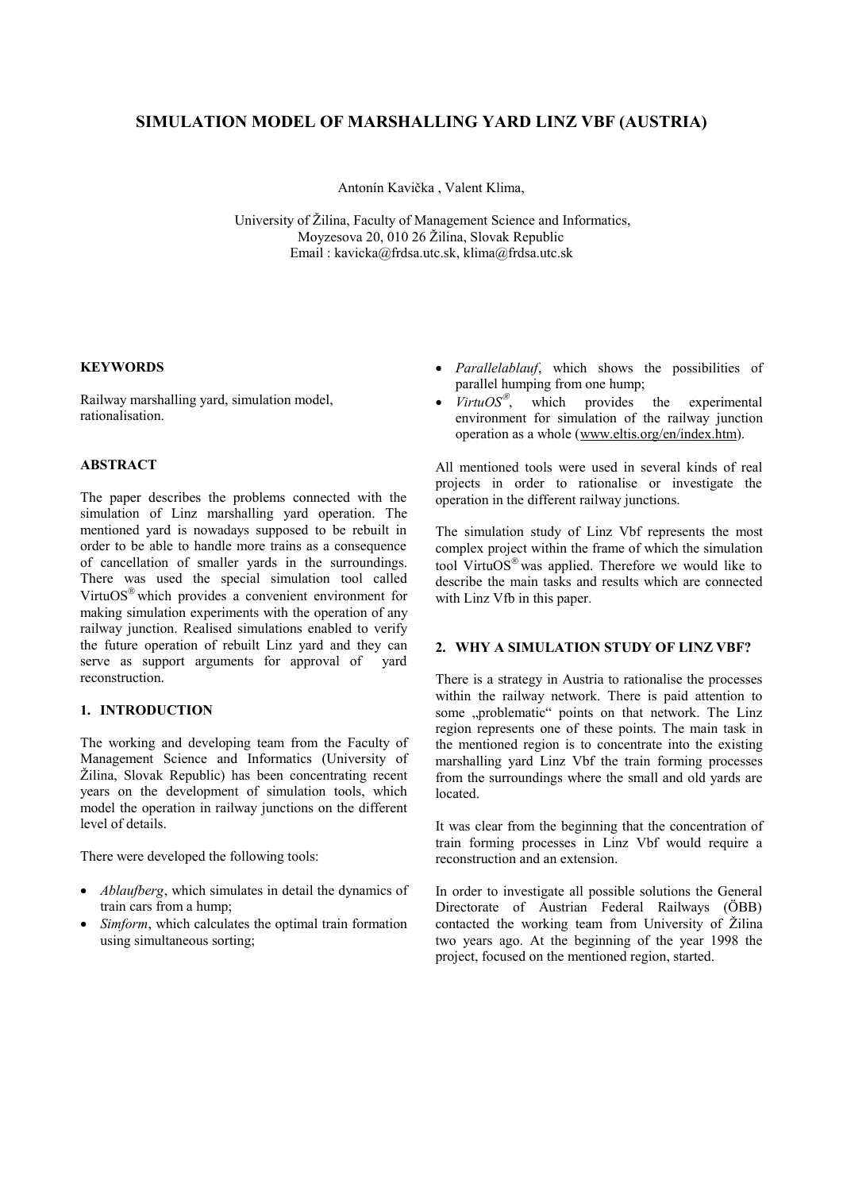# SIMULATION MODEL OF MARSHALLING YARD LINZ VBF (AUSTRIA)

Antonín Kavička , Valent Klima,

University of Žilina, Faculty of Management Science and Informatics,
Moyzesova 20, 010 26 Žilina, Slovak Republic
Email : kavicka@frdsa.utc.sk, klima@frdsa.utc.sk

## KEYWORDS

Railway marshalling yard, simulation model, rationalisation.

## ABSTRACT

The paper describes the problems connected with the simulation of Linz marshalling yard operation. The mentioned yard is nowadays supposed to be rebuilt in order to be able to handle more trains as a consequence of cancellation of smaller yards in the surroundings. There was used the special simulation tool called VirtuOS® which provides a convenient environment for making simulation experiments with the operation of any railway junction. Realised simulations enabled to verify the future operation of rebuilt Linz yard and they can serve as support arguments for approval of yard reconstruction.

## 1. INTRODUCTION

The working and developing team from the Faculty of Management Science and Informatics (University of Žilina, Slovak Republic) has been concentrating recent years on the development of simulation tools, which model the operation in railway junctions on the different level of details.

There were developed the following tools:

- *Ablaufberg*, which simulates in detail the dynamics of train cars from a hump;
- *Simform*, which calculates the optimal train formation using simultaneous sorting;
- *Parallelablauf*, which shows the possibilities of parallel humping from one hump;
- *VirtuOS®*, which provides the experimental environment for simulation of the railway junction operation as a whole (www.eltis.org/en/index.htm).

All mentioned tools were used in several kinds of real projects in order to rationalise or investigate the operation in the different railway junctions.

The simulation study of Linz Vbf represents the most complex project within the frame of which the simulation tool VirtuOS® was applied. Therefore we would like to describe the main tasks and results which are connected with Linz Vfb in this paper.

## 2. WHY A SIMULATION STUDY OF LINZ VBF?

There is a strategy in Austria to rationalise the processes within the railway network. There is paid attention to some „problematic" points on that network. The Linz region represents one of these points. The main task in the mentioned region is to concentrate into the existing marshalling yard Linz Vbf the train forming processes from the surroundings where the small and old yards are located.

It was clear from the beginning that the concentration of train forming processes in Linz Vbf would require a reconstruction and an extension.

In order to investigate all possible solutions the General Directorate of Austrian Federal Railways (ÖBB) contacted the working team from University of Žilina two years ago. At the beginning of the year 1998 the project, focused on the mentioned region, started.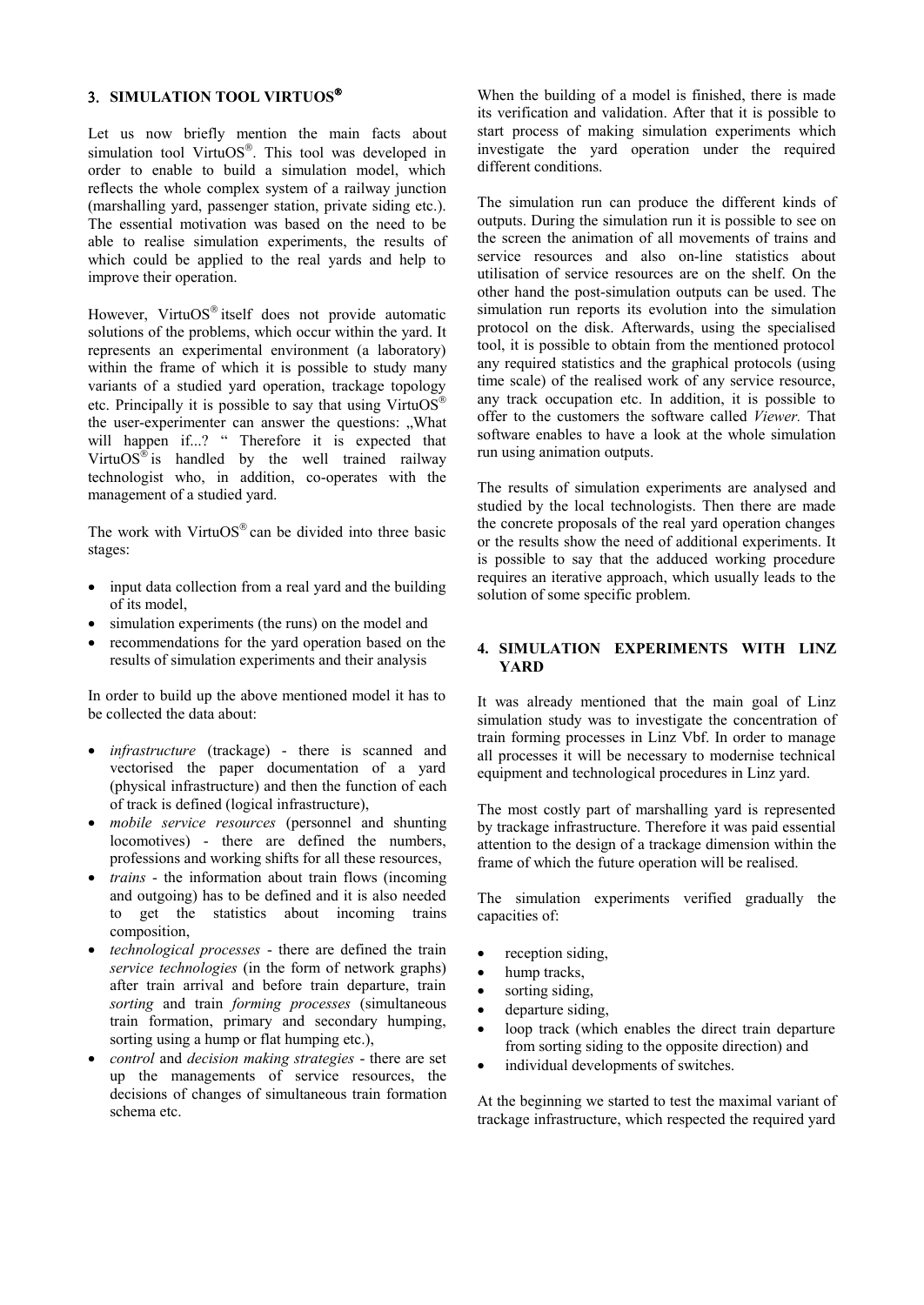## 3. SIMULATION TOOL VIRTUOS®

Let us now briefly mention the main facts about simulation tool VirtuOS®. This tool was developed in order to enable to build a simulation model, which reflects the whole complex system of a railway junction (marshalling yard, passenger station, private siding etc.). The essential motivation was based on the need to be able to realise simulation experiments, the results of which could be applied to the real yards and help to improve their operation.

However, VirtuOS® itself does not provide automatic solutions of the problems, which occur within the yard. It represents an experimental environment (a laboratory) within the frame of which it is possible to study many variants of a studied yard operation, trackage topology etc. Principally it is possible to say that using VirtuOS® the user-experimenter can answer the questions: „What will happen if...? " Therefore it is expected that VirtuOS® is handled by the well trained railway technologist who, in addition, co-operates with the management of a studied yard.

The work with VirtuOS® can be divided into three basic stages:

- input data collection from a real yard and the building of its model,
- simulation experiments (the runs) on the model and
- recommendations for the yard operation based on the results of simulation experiments and their analysis

In order to build up the above mentioned model it has to be collected the data about:

- *infrastructure* (trackage) - there is scanned and vectorised the paper documentation of a yard (physical infrastructure) and then the function of each of track is defined (logical infrastructure),
- *mobile service resources* (personnel and shunting locomotives) - there are defined the numbers, professions and working shifts for all these resources,
- *trains* - the information about train flows (incoming and outgoing) has to be defined and it is also needed to get the statistics about incoming trains composition,
- *technological processes* - there are defined the train *service technologies* (in the form of network graphs) after train arrival and before train departure, train *sorting* and train *forming processes* (simultaneous train formation, primary and secondary humping, sorting using a hump or flat humping etc.),
- *control* and *decision making strategies* - there are set up the managements of service resources, the decisions of changes of simultaneous train formation schema etc.

When the building of a model is finished, there is made its verification and validation. After that it is possible to start process of making simulation experiments which investigate the yard operation under the required different conditions.

The simulation run can produce the different kinds of outputs. During the simulation run it is possible to see on the screen the animation of all movements of trains and service resources and also on-line statistics about utilisation of service resources are on the shelf. On the other hand the post-simulation outputs can be used. The simulation run reports its evolution into the simulation protocol on the disk. Afterwards, using the specialised tool, it is possible to obtain from the mentioned protocol any required statistics and the graphical protocols (using time scale) of the realised work of any service resource, any track occupation etc. In addition, it is possible to offer to the customers the software called *Viewer.* That software enables to have a look at the whole simulation run using animation outputs.

The results of simulation experiments are analysed and studied by the local technologists. Then there are made the concrete proposals of the real yard operation changes or the results show the need of additional experiments. It is possible to say that the adduced working procedure requires an iterative approach, which usually leads to the solution of some specific problem.

## 4. SIMULATION EXPERIMENTS WITH LINZ YARD

It was already mentioned that the main goal of Linz simulation study was to investigate the concentration of train forming processes in Linz Vbf. In order to manage all processes it will be necessary to modernise technical equipment and technological procedures in Linz yard.

The most costly part of marshalling yard is represented by trackage infrastructure. Therefore it was paid essential attention to the design of a trackage dimension within the frame of which the future operation will be realised.

The simulation experiments verified gradually the capacities of:

- reception siding,
- hump tracks,
- sorting siding,
- departure siding,
- loop track (which enables the direct train departure from sorting siding to the opposite direction) and
- individual developments of switches.

At the beginning we started to test the maximal variant of trackage infrastructure, which respected the required yard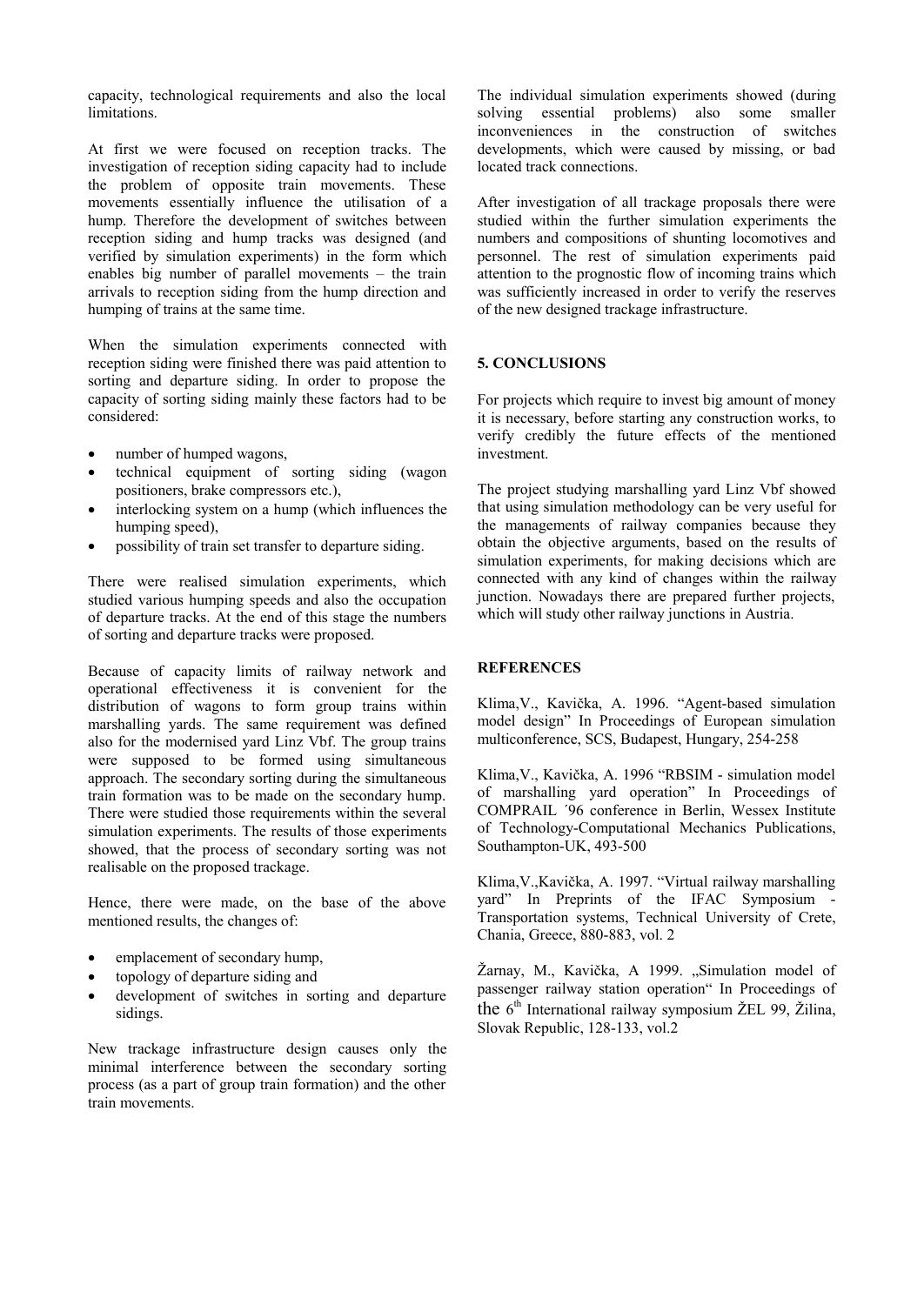capacity, technological requirements and also the local limitations.

At first we were focused on reception tracks. The investigation of reception siding capacity had to include the problem of opposite train movements. These movements essentially influence the utilisation of a hump. Therefore the development of switches between reception siding and hump tracks was designed (and verified by simulation experiments) in the form which enables big number of parallel movements – the train arrivals to reception siding from the hump direction and humping of trains at the same time.

When the simulation experiments connected with reception siding were finished there was paid attention to sorting and departure siding. In order to propose the capacity of sorting siding mainly these factors had to be considered:

- number of humped wagons,
- technical equipment of sorting siding (wagon positioners, brake compressors etc.),
- interlocking system on a hump (which influences the humping speed),
- possibility of train set transfer to departure siding.

There were realised simulation experiments, which studied various humping speeds and also the occupation of departure tracks. At the end of this stage the numbers of sorting and departure tracks were proposed.

Because of capacity limits of railway network and operational effectiveness it is convenient for the distribution of wagons to form group trains within marshalling yards. The same requirement was defined also for the modernised yard Linz Vbf. The group trains were supposed to be formed using simultaneous approach. The secondary sorting during the simultaneous train formation was to be made on the secondary hump. There were studied those requirements within the several simulation experiments. The results of those experiments showed, that the process of secondary sorting was not realisable on the proposed trackage.

Hence, there were made, on the base of the above mentioned results, the changes of:

- emplacement of secondary hump,
- topology of departure siding and
- development of switches in sorting and departure sidings.

New trackage infrastructure design causes only the minimal interference between the secondary sorting process (as a part of group train formation) and the other train movements.

The individual simulation experiments showed (during solving essential problems) also some smaller inconveniences in the construction of switches developments, which were caused by missing, or bad located track connections.

After investigation of all trackage proposals there were studied within the further simulation experiments the numbers and compositions of shunting locomotives and personnel. The rest of simulation experiments paid attention to the prognostic flow of incoming trains which was sufficiently increased in order to verify the reserves of the new designed trackage infrastructure.

## 5. CONCLUSIONS

For projects which require to invest big amount of money it is necessary, before starting any construction works, to verify credibly the future effects of the mentioned investment.

The project studying marshalling yard Linz Vbf showed that using simulation methodology can be very useful for the managements of railway companies because they obtain the objective arguments, based on the results of simulation experiments, for making decisions which are connected with any kind of changes within the railway junction. Nowadays there are prepared further projects, which will study other railway junctions in Austria.

## REFERENCES

Klima,V., Kavička, A. 1996. "Agent-based simulation model design" In Proceedings of European simulation multiconference, SCS, Budapest, Hungary, 254-258

Klima,V., Kavička, A. 1996 "RBSIM - simulation model of marshalling yard operation" In Proceedings of COMPRAIL ´96 conference in Berlin, Wessex Institute of Technology-Computational Mechanics Publications, Southampton-UK, 493-500

Klima,V.,Kavička, A. 1997. "Virtual railway marshalling yard" In Preprints of the IFAC Symposium - Transportation systems, Technical University of Crete, Chania, Greece, 880-883, vol. 2

Žarnay, M., Kavička, A 1999. „Simulation model of passenger railway station operation" In Proceedings of the 6th International railway symposium ŽEL 99, Žilina, Slovak Republic, 128-133, vol.2